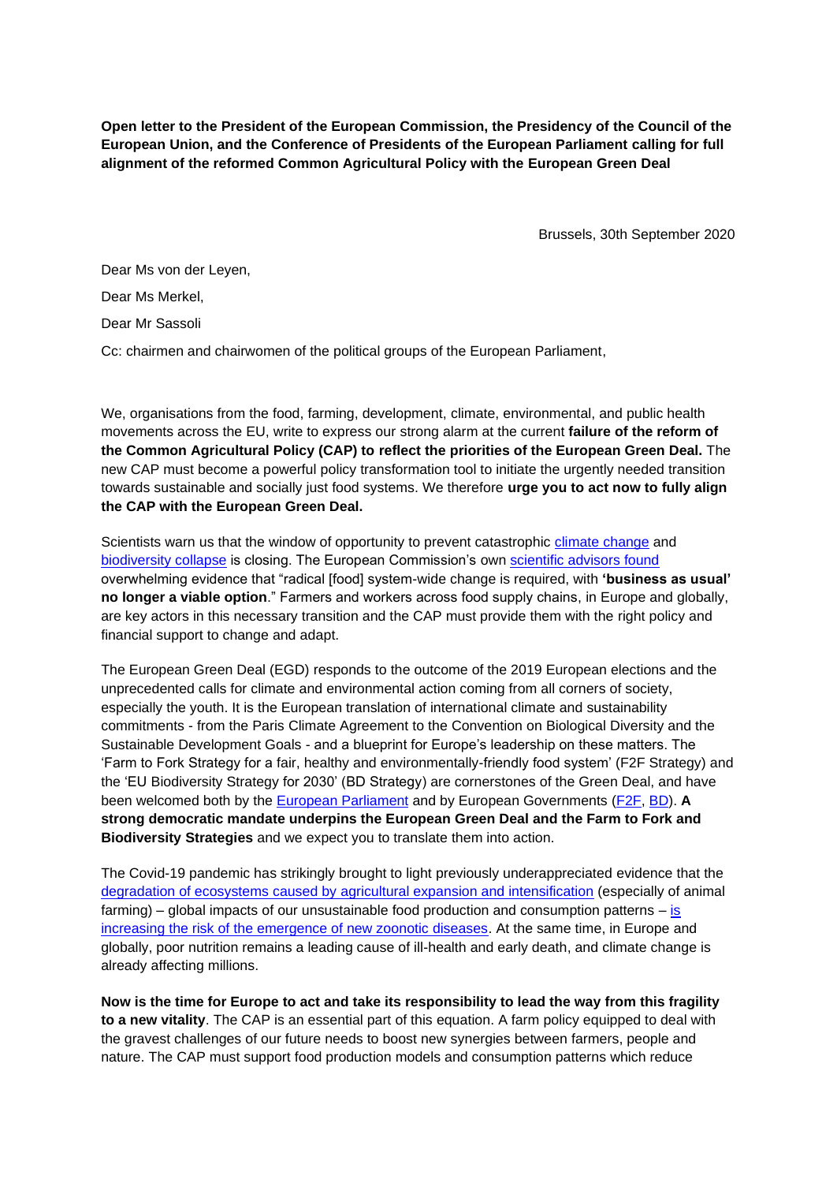**Open letter to the President of the European Commission, the Presidency of the Council of the European Union, and the Conference of Presidents of the European Parliament calling for full alignment of the reformed Common Agricultural Policy with the European Green Deal**

Brussels, 30th September 2020

Dear Ms von der Leyen,

Dear Ms Merkel,

Dear Mr Sassoli

Cc: chairmen and chairwomen of the political groups of the European Parliament,

We, organisations from the food, farming, development, climate, environmental, and public health movements across the EU, write to express our strong alarm at the current **failure of the reform of the Common Agricultural Policy (CAP) to reflect the priorities of the European Green Deal.** The new CAP must become a powerful policy transformation tool to initiate the urgently needed transition towards sustainable and socially just food systems. We therefore **urge you to act now to fully align the CAP with the European Green Deal.**

Scientists warn us that the window of opportunity to prevent catastrophic climate change and biodiversity collapse is closing. The European Commission's own scientific advisors found overwhelming evidence that "radical [food] system-wide change is required, with **'business as usual' no longer a viable option**." Farmers and workers across food supply chains, in Europe and globally, are key actors in this necessary transition and the CAP must provide them with the right policy and financial support to change and adapt.

The European Green Deal (EGD) responds to the outcome of the 2019 European elections and the unprecedented calls for climate and environmental action coming from all corners of society, especially the youth. It is the European translation of international climate and sustainability commitments - from the Paris Climate Agreement to the Convention on Biological Diversity and the Sustainable Development Goals - and a blueprint for Europe's leadership on these matters. The 'Farm to Fork Strategy for a fair, healthy and environmentally-friendly food system' (F2F Strategy) and the 'EU Biodiversity Strategy for 2030' (BD Strategy) are cornerstones of the Green Deal, and have been welcomed both by the European Parliament and by European Governments (F2F, BD). **A strong democratic mandate underpins the European Green Deal and the Farm to Fork and Biodiversity Strategies** and we expect you to translate them into action.

The Covid-19 pandemic has strikingly brought to light previously underappreciated evidence that the degradation of ecosystems caused by agricultural expansion and intensification (especially of animal farming) – global impacts of our unsustainable food production and consumption patterns – is increasing the risk of the emergence of new zoonotic diseases. At the same time, in Europe and globally, poor nutrition remains a leading cause of ill-health and early death, and climate change is already affecting millions.

**Now is the time for Europe to act and take its responsibility to lead the way from this fragility to a new vitality**. The CAP is an essential part of this equation. A farm policy equipped to deal with the gravest challenges of our future needs to boost new synergies between farmers, people and nature. The CAP must support food production models and consumption patterns which reduce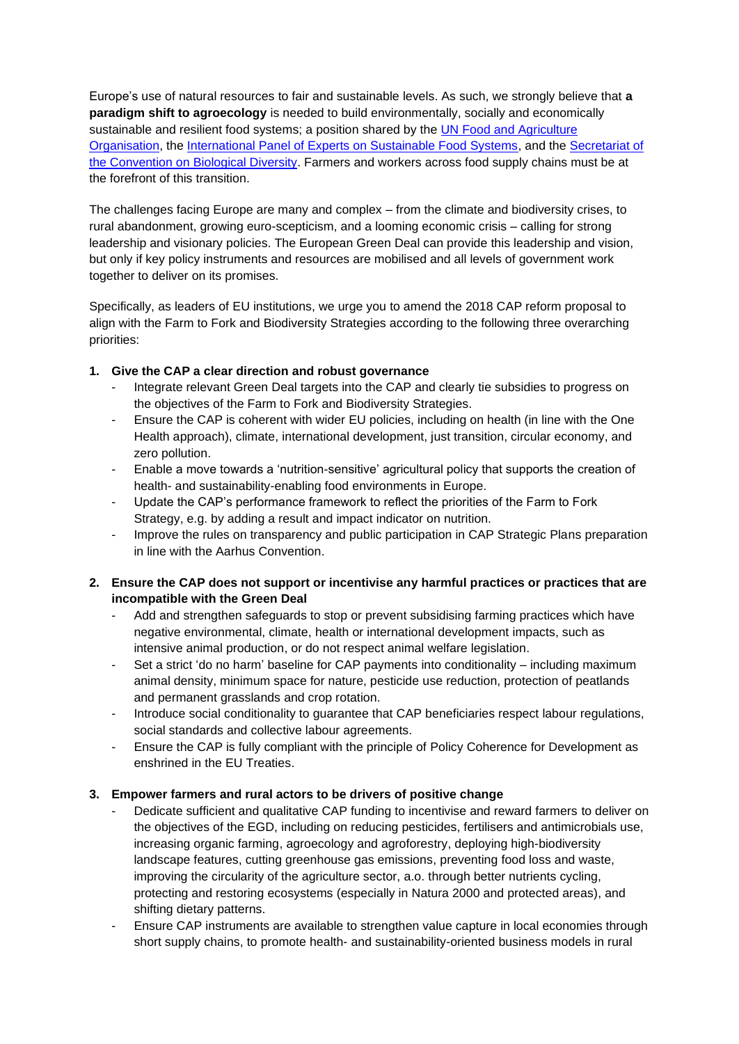Europe's use of natural resources to fair and sustainable levels. As such, we strongly believe that **a paradigm shift to agroecology** is needed to build environmentally, socially and economically sustainable and resilient food systems; a position shared by the [UN Food and Agriculture Organisation](), the [International Panel of Experts on Sustainable Food Systems](), and the [Secretariat of the Convention on Biological Diversity](). Farmers and workers across food supply chains must be at the forefront of this transition.

The challenges facing Europe are many and complex – from the climate and biodiversity crises, to rural abandonment, growing euro-scepticism, and a looming economic crisis – calling for strong leadership and visionary policies. The European Green Deal can provide this leadership and vision, but only if key policy instruments and resources are mobilised and all levels of government work together to deliver on its promises.

Specifically, as leaders of EU institutions, we urge you to amend the 2018 CAP reform proposal to align with the Farm to Fork and Biodiversity Strategies according to the following three overarching priorities:

1. **Give the CAP a clear direction and robust governance**
   - Integrate relevant Green Deal targets into the CAP and clearly tie subsidies to progress on the objectives of the Farm to Fork and Biodiversity Strategies.
   - Ensure the CAP is coherent with wider EU policies, including on health (in line with the One Health approach), climate, international development, just transition, circular economy, and zero pollution.
   - Enable a move towards a 'nutrition-sensitive' agricultural policy that supports the creation of health- and sustainability-enabling food environments in Europe.
   - Update the CAP's performance framework to reflect the priorities of the Farm to Fork Strategy, e.g. by adding a result and impact indicator on nutrition.
   - Improve the rules on transparency and public participation in CAP Strategic Plans preparation in line with the Aarhus Convention.

2. **Ensure the CAP does not support or incentivise any harmful practices or practices that are incompatible with the Green Deal**
   - Add and strengthen safeguards to stop or prevent subsidising farming practices which have negative environmental, climate, health or international development impacts, such as intensive animal production, or do not respect animal welfare legislation.
   - Set a strict 'do no harm' baseline for CAP payments into conditionality – including maximum animal density, minimum space for nature, pesticide use reduction, protection of peatlands and permanent grasslands and crop rotation.
   - Introduce social conditionality to guarantee that CAP beneficiaries respect labour regulations, social standards and collective labour agreements.
   - Ensure the CAP is fully compliant with the principle of Policy Coherence for Development as enshrined in the EU Treaties.

3. **Empower farmers and rural actors to be drivers of positive change**
   - Dedicate sufficient and qualitative CAP funding to incentivise and reward farmers to deliver on the objectives of the EGD, including on reducing pesticides, fertilisers and antimicrobials use, increasing organic farming, agroecology and agroforestry, deploying high-biodiversity landscape features, cutting greenhouse gas emissions, preventing food loss and waste, improving the circularity of the agriculture sector, a.o. through better nutrients cycling, protecting and restoring ecosystems (especially in Natura 2000 and protected areas), and shifting dietary patterns.
   - Ensure CAP instruments are available to strengthen value capture in local economies through short supply chains, to promote health- and sustainability-oriented business models in rural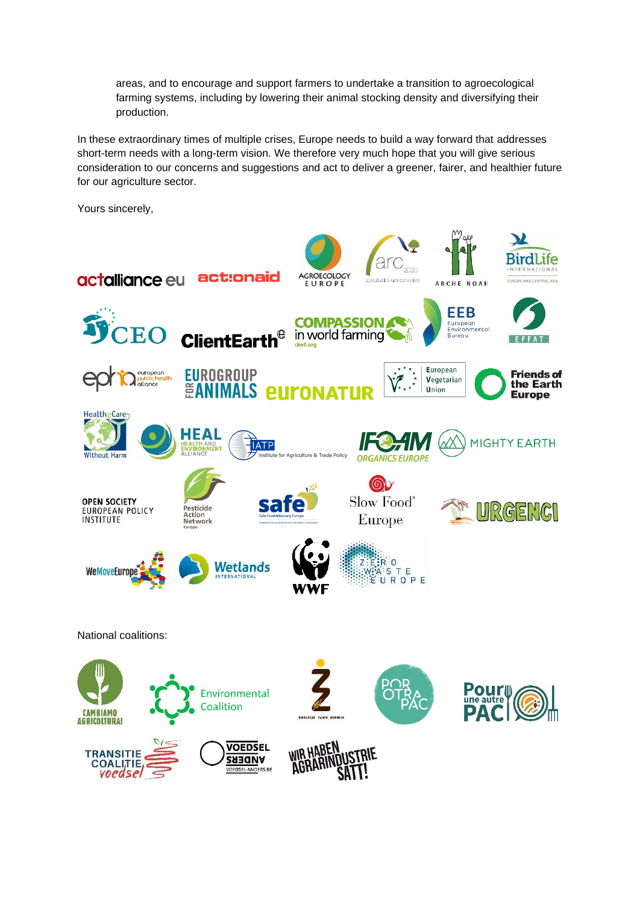areas, and to encourage and support farmers to undertake a transition to agroecological farming systems, including by lowering their animal stocking density and diversifying their production.

In these extraordinary times of multiple crises, Europe needs to build a way forward that addresses short-term needs with a long-term vision. We therefore very much hope that you will give serious consideration to our concerns and suggestions and act to deliver a greener, fairer, and healthier future for our agriculture sector.

Yours sincerely,

National coalitions: